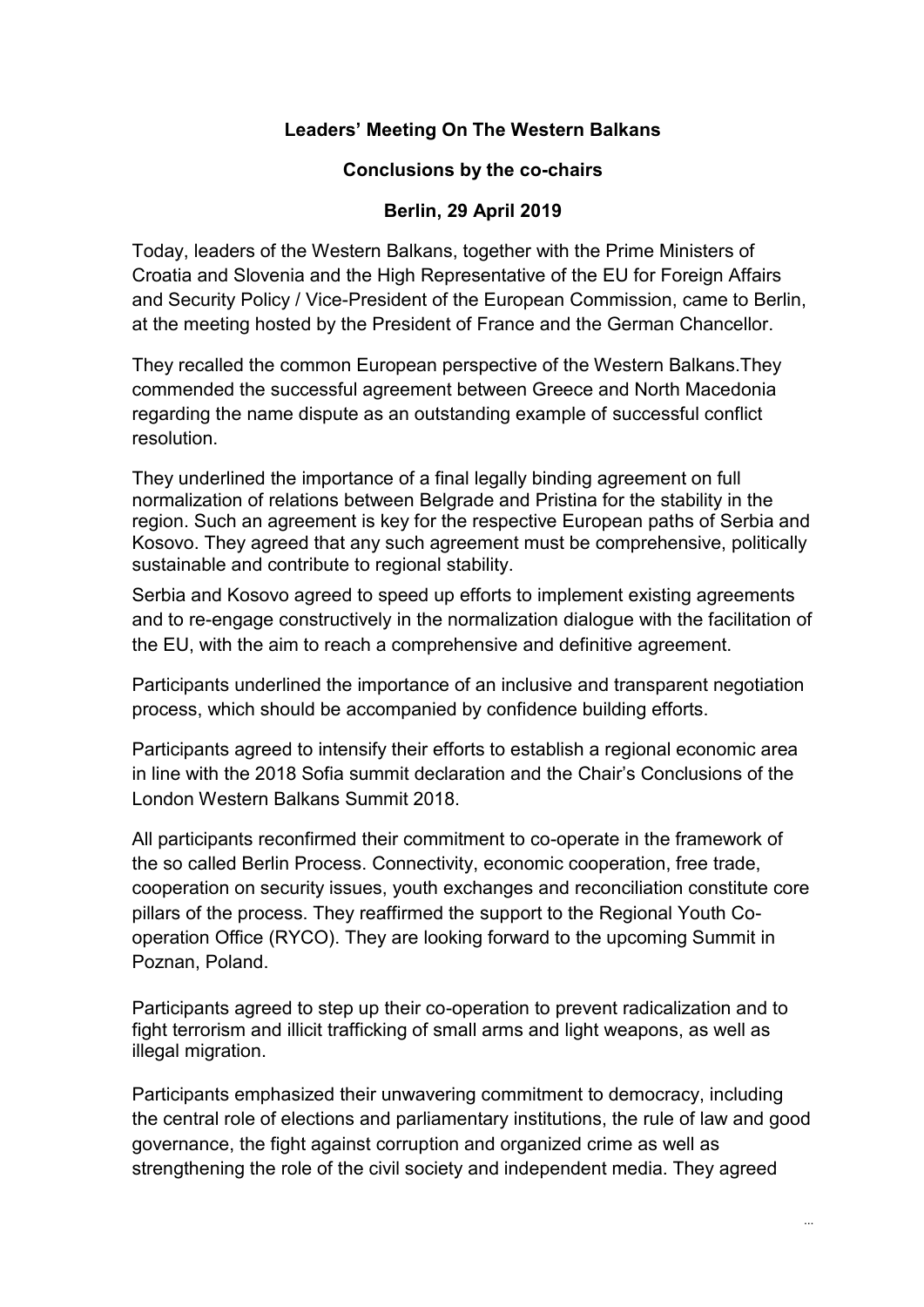**Leaders' Meeting On The Western Balkans**

**Conclusions by the co-chairs**

**Berlin, 29 April 2019**

Today, leaders of the Western Balkans, together with the Prime Ministers of Croatia and Slovenia and the High Representative of the EU for Foreign Affairs and Security Policy / Vice-President of the European Commission, came to Berlin, at the meeting hosted by the President of France and the German Chancellor.

They recalled the common European perspective of the Western Balkans.They commended the successful agreement between Greece and North Macedonia regarding the name dispute as an outstanding example of successful conflict resolution.

They underlined the importance of a final legally binding agreement on full normalization of relations between Belgrade and Pristina for the stability in the region. Such an agreement is key for the respective European paths of Serbia and Kosovo. They agreed that any such agreement must be comprehensive, politically sustainable and contribute to regional stability.

Serbia and Kosovo agreed to speed up efforts to implement existing agreements and to re-engage constructively in the normalization dialogue with the facilitation of the EU, with the aim to reach a comprehensive and definitive agreement.

Participants underlined the importance of an inclusive and transparent negotiation process, which should be accompanied by confidence building efforts.

Participants agreed to intensify their efforts to establish a regional economic area in line with the 2018 Sofia summit declaration and the Chair's Conclusions of the London Western Balkans Summit 2018.

All participants reconfirmed their commitment to co-operate in the framework of the so called Berlin Process. Connectivity, economic cooperation, free trade, cooperation on security issues, youth exchanges and reconciliation constitute core pillars of the process. They reaffirmed the support to the Regional Youth Co-operation Office (RYCO). They are looking forward to the upcoming Summit in Poznan, Poland.

Participants agreed to step up their co-operation to prevent radicalization and to fight terrorism and illicit trafficking of small arms and light weapons, as well as illegal migration.

Participants emphasized their unwavering commitment to democracy, including the central role of elections and parliamentary institutions, the rule of law and good governance, the fight against corruption and organized crime as well as strengthening the role of the civil society and independent media. They agreed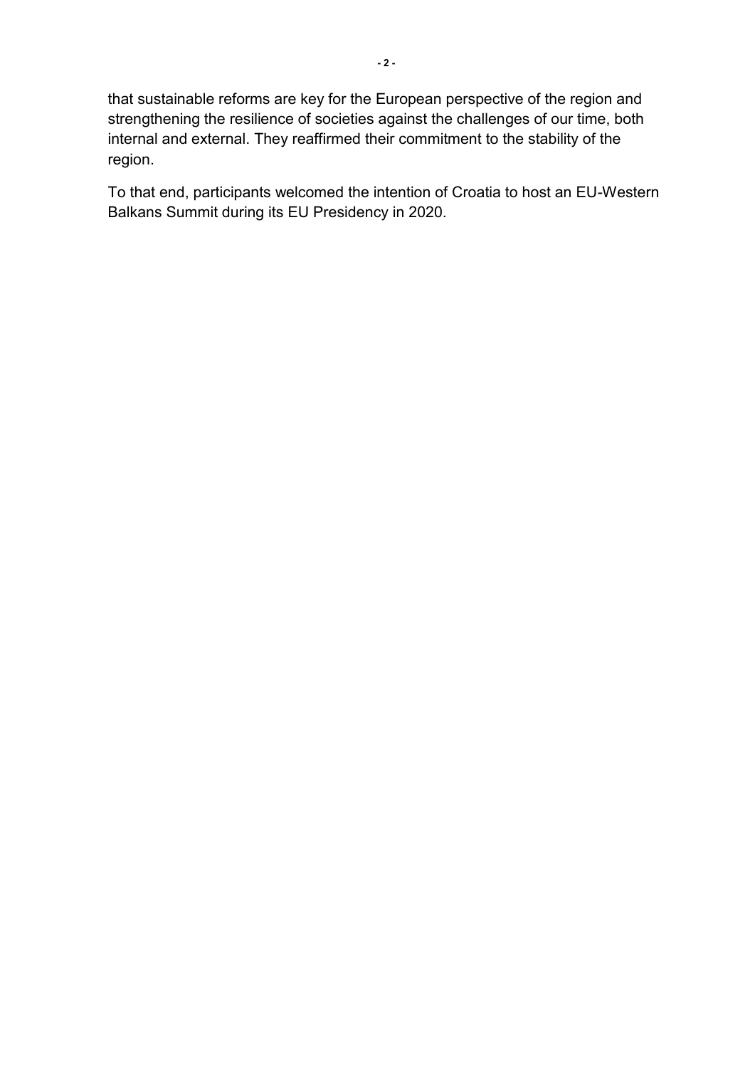that sustainable reforms are key for the European perspective of the region and strengthening the resilience of societies against the challenges of our time, both internal and external. They reaffirmed their commitment to the stability of the region.

To that end, participants welcomed the intention of Croatia to host an EU-Western Balkans Summit during its EU Presidency in 2020.